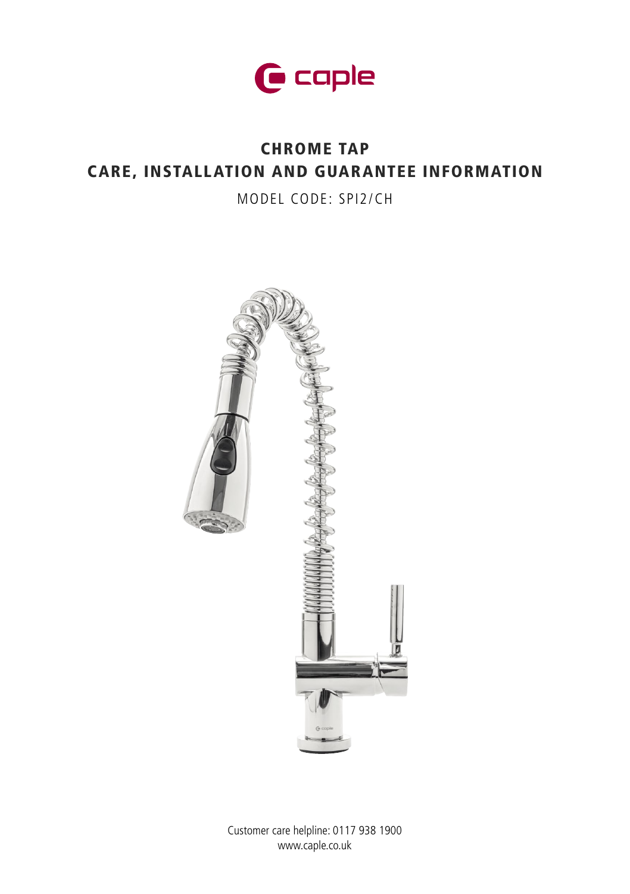caple

# CHROME TAP

# CARE, INSTALLATION AND GUARANTEE INFORMATION

MODEL CODE: SPI2/CH

Customer care helpline: 0117 938 1900
www.caple.co.uk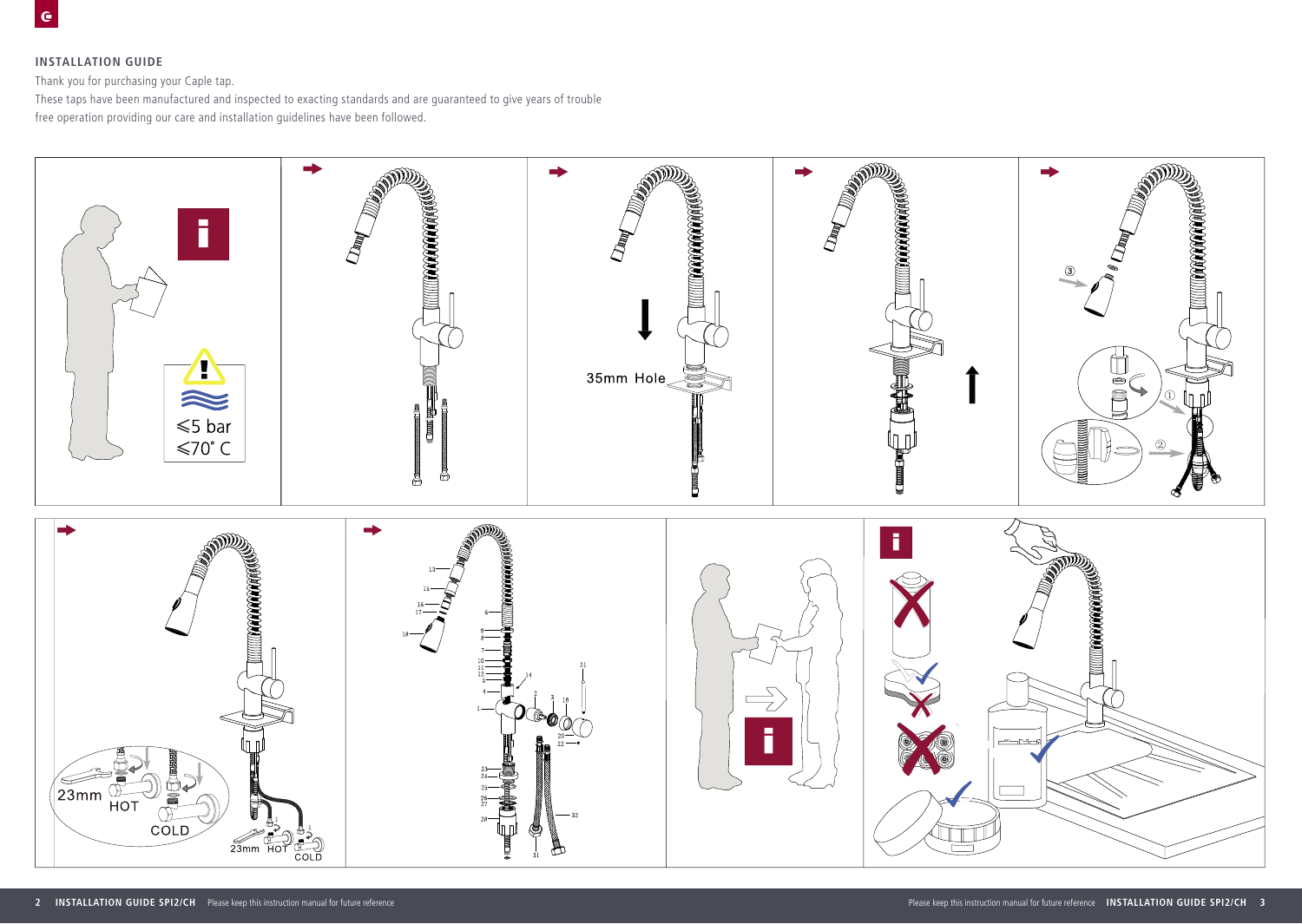## INSTALLATION GUIDE

Thank you for purchasing your Caple tap.

These taps have been manufactured and inspected to exacting standards and are guaranteed to give years of trouble free operation providing our care and installation guidelines have been followed.

≤5 bar

≤70° C

35mm Hole

23mm HOT COLD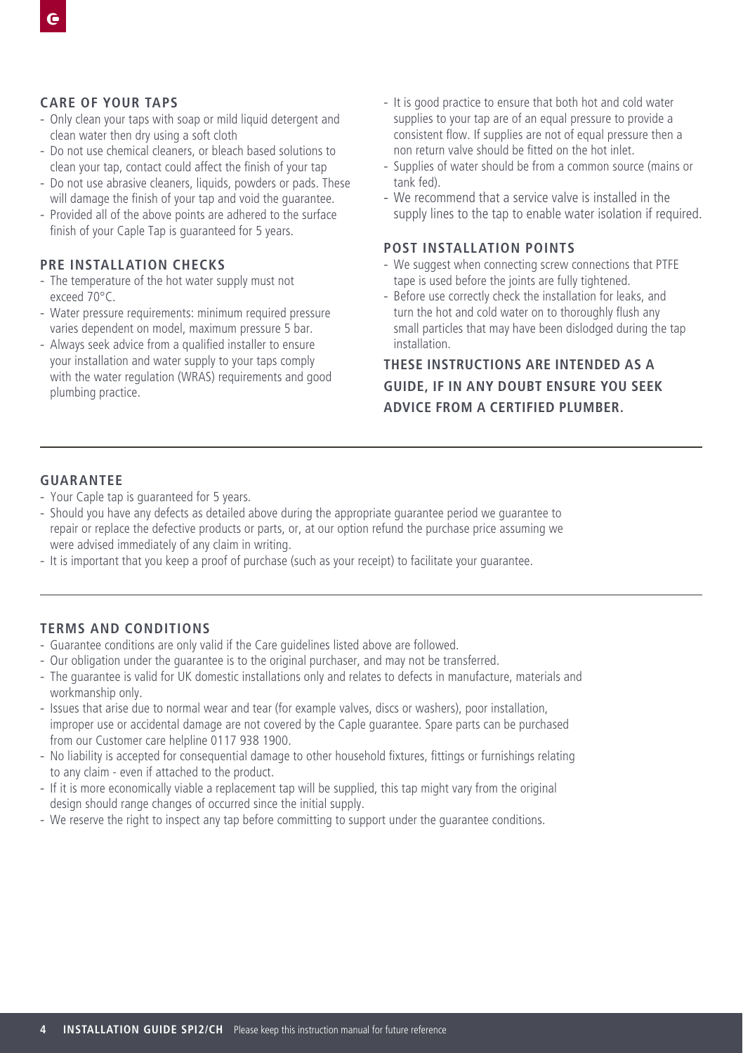## CARE OF YOUR TAPS

- Only clean your taps with soap or mild liquid detergent and clean water then dry using a soft cloth
- Do not use chemical cleaners, or bleach based solutions to clean your tap, contact could affect the finish of your tap
- Do not use abrasive cleaners, liquids, powders or pads. These will damage the finish of your tap and void the guarantee.
- Provided all of the above points are adhered to the surface finish of your Caple Tap is guaranteed for 5 years.

## PRE INSTALLATION CHECKS

- The temperature of the hot water supply must not exceed 70°C.
- Water pressure requirements: minimum required pressure varies dependent on model, maximum pressure 5 bar.
- Always seek advice from a qualified installer to ensure your installation and water supply to your taps comply with the water regulation (WRAS) requirements and good plumbing practice.
- It is good practice to ensure that both hot and cold water supplies to your tap are of an equal pressure to provide a consistent flow. If supplies are not of equal pressure then a non return valve should be fitted on the hot inlet.
- Supplies of water should be from a common source (mains or tank fed).
- We recommend that a service valve is installed in the supply lines to the tap to enable water isolation if required.

## POST INSTALLATION POINTS

- We suggest when connecting screw connections that PTFE tape is used before the joints are fully tightened.
- Before use correctly check the installation for leaks, and turn the hot and cold water on to thoroughly flush any small particles that may have been dislodged during the tap installation.

**THESE INSTRUCTIONS ARE INTENDED AS A GUIDE, IF IN ANY DOUBT ENSURE YOU SEEK ADVICE FROM A CERTIFIED PLUMBER.**

## GUARANTEE

- Your Caple tap is guaranteed for 5 years.
- Should you have any defects as detailed above during the appropriate guarantee period we guarantee to repair or replace the defective products or parts, or, at our option refund the purchase price assuming we were advised immediately of any claim in writing.
- It is important that you keep a proof of purchase (such as your receipt) to facilitate your guarantee.

## TERMS AND CONDITIONS

- Guarantee conditions are only valid if the Care guidelines listed above are followed.
- Our obligation under the guarantee is to the original purchaser, and may not be transferred.
- The guarantee is valid for UK domestic installations only and relates to defects in manufacture, materials and workmanship only.
- Issues that arise due to normal wear and tear (for example valves, discs or washers), poor installation, improper use or accidental damage are not covered by the Caple guarantee. Spare parts can be purchased from our Customer care helpline 0117 938 1900.
- No liability is accepted for consequential damage to other household fixtures, fittings or furnishings relating to any claim - even if attached to the product.
- If it is more economically viable a replacement tap will be supplied, this tap might vary from the original design should range changes of occurred since the initial supply.
- We reserve the right to inspect any tap before committing to support under the guarantee conditions.